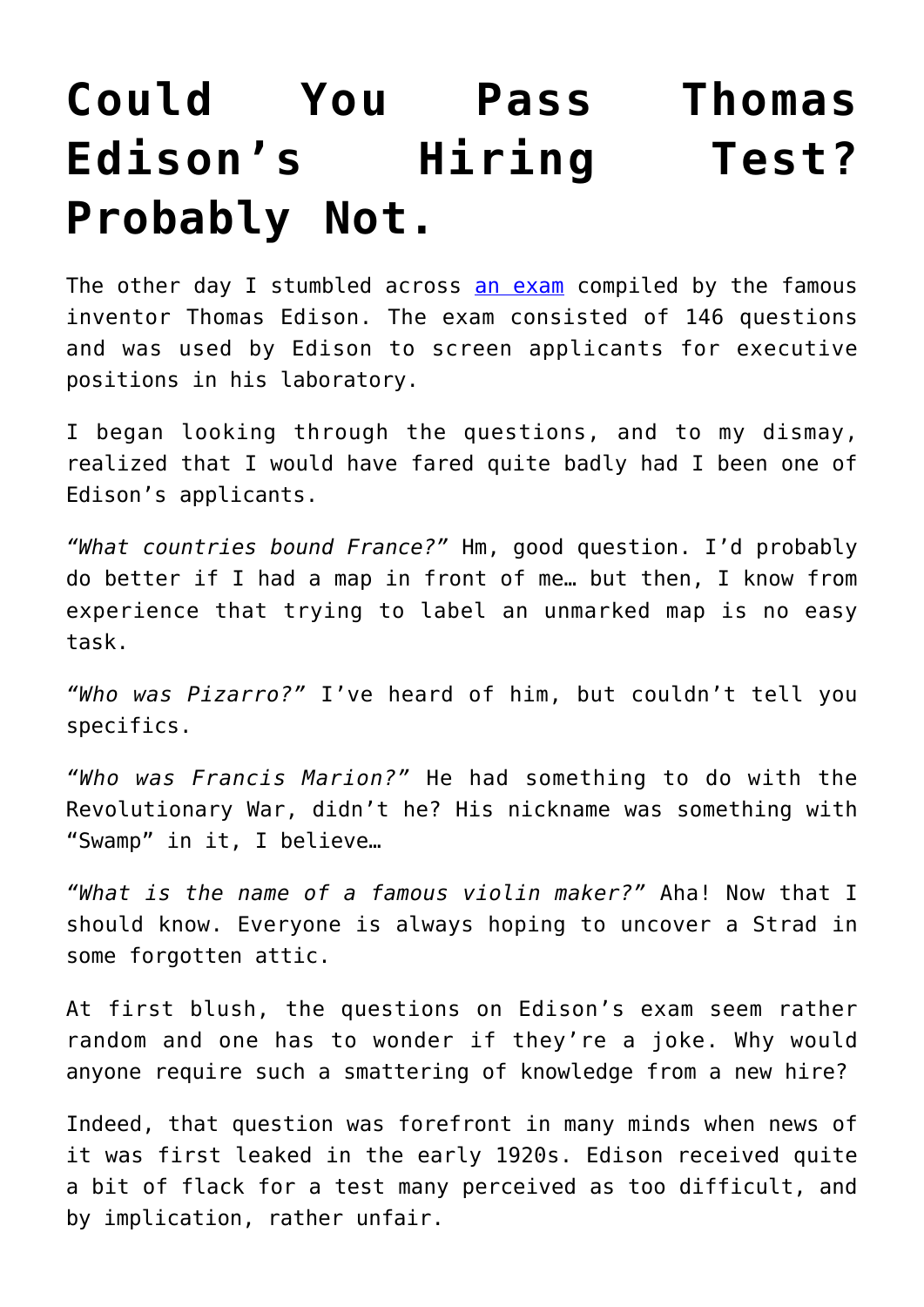# Could You Pass Thomas Edison's Hiring Test? Probably Not.

The other day I stumbled across an exam compiled by the famous inventor Thomas Edison. The exam consisted of 146 questions and was used by Edison to screen applicants for executive positions in his laboratory.

I began looking through the questions, and to my dismay, realized that I would have fared quite badly had I been one of Edison's applicants.

*"What countries bound France?"* Hm, good question. I'd probably do better if I had a map in front of me… but then, I know from experience that trying to label an unmarked map is no easy task.

*"Who was Pizarro?"* I've heard of him, but couldn't tell you specifics.

*"Who was Francis Marion?"* He had something to do with the Revolutionary War, didn't he? His nickname was something with "Swamp" in it, I believe…

*"What is the name of a famous violin maker?"* Aha! Now that I should know. Everyone is always hoping to uncover a Strad in some forgotten attic.

At first blush, the questions on Edison's exam seem rather random and one has to wonder if they're a joke. Why would anyone require such a smattering of knowledge from a new hire?

Indeed, that question was forefront in many minds when news of it was first leaked in the early 1920s. Edison received quite a bit of flack for a test many perceived as too difficult, and by implication, rather unfair.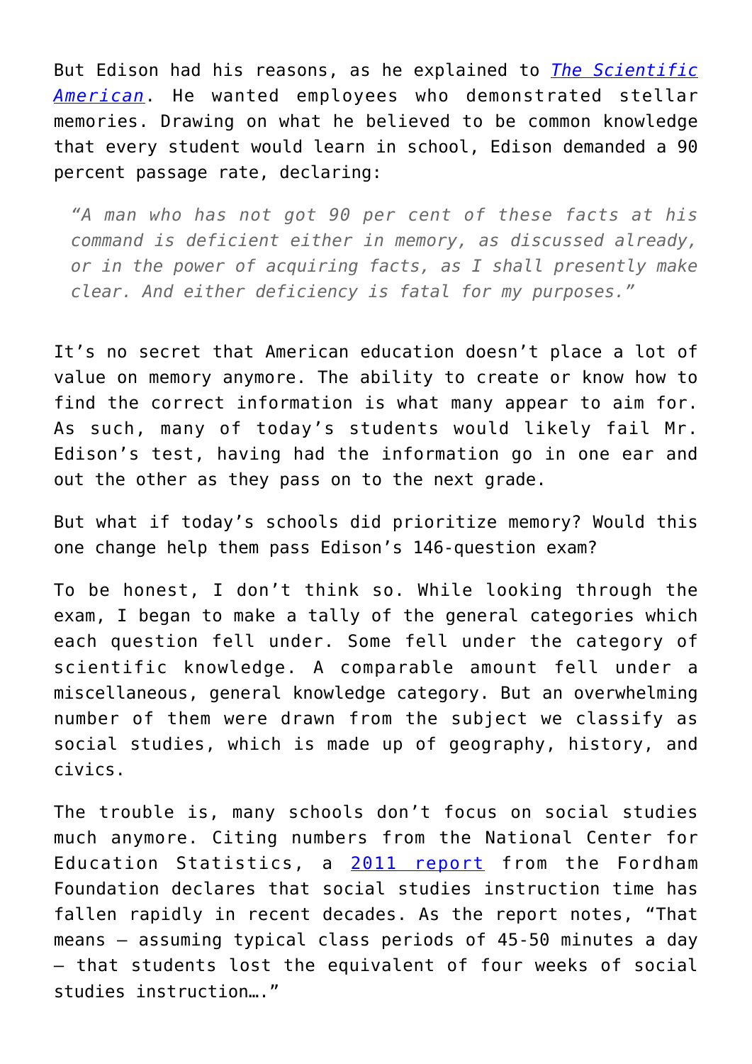But Edison had his reasons, as he explained to [*The Scientific American*](). He wanted employees who demonstrated stellar memories. Drawing on what he believed to be common knowledge that every student would learn in school, Edison demanded a 90 percent passage rate, declaring:

> *"A man who has not got 90 per cent of these facts at his command is deficient either in memory, as discussed already, or in the power of acquiring facts, as I shall presently make clear. And either deficiency is fatal for my purposes."*

It's no secret that American education doesn't place a lot of value on memory anymore. The ability to create or know how to find the correct information is what many appear to aim for. As such, many of today's students would likely fail Mr. Edison's test, having had the information go in one ear and out the other as they pass on to the next grade.

But what if today's schools did prioritize memory? Would this one change help them pass Edison's 146-question exam?

To be honest, I don't think so. While looking through the exam, I began to make a tally of the general categories which each question fell under. Some fell under the category of scientific knowledge. A comparable amount fell under a miscellaneous, general knowledge category. But an overwhelming number of them were drawn from the subject we classify as social studies, which is made up of geography, history, and civics.

The trouble is, many schools don't focus on social studies much anymore. Citing numbers from the National Center for Education Statistics, a [2011 report]() from the Fordham Foundation declares that social studies instruction time has fallen rapidly in recent decades. As the report notes, "That means – assuming typical class periods of 45-50 minutes a day – that students lost the equivalent of four weeks of social studies instruction…."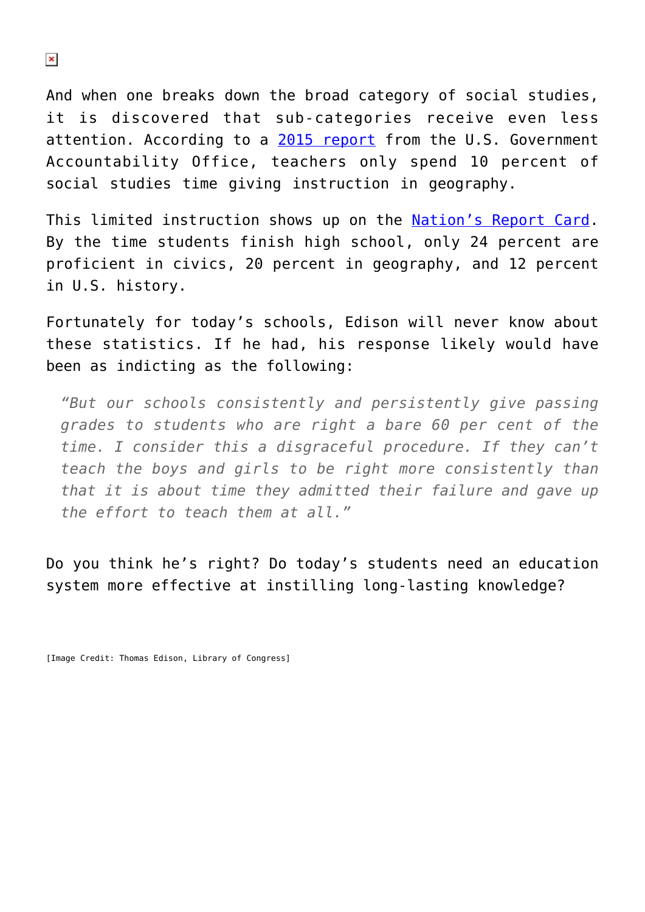And when one breaks down the broad category of social studies, it is discovered that sub-categories receive even less attention. According to a [2015 report](#) from the U.S. Government Accountability Office, teachers only spend 10 percent of social studies time giving instruction in geography.

This limited instruction shows up on the [Nation's Report Card](#). By the time students finish high school, only 24 percent are proficient in civics, 20 percent in geography, and 12 percent in U.S. history.

Fortunately for today's schools, Edison will never know about these statistics. If he had, his response likely would have been as indicting as the following:

> *"But our schools consistently and persistently give passing grades to students who are right a bare 60 per cent of the time. I consider this a disgraceful procedure. If they can't teach the boys and girls to be right more consistently than that it is about time they admitted their failure and gave up the effort to teach them at all."*

Do you think he's right? Do today's students need an education system more effective at instilling long-lasting knowledge?

[Image Credit: Thomas Edison, Library of Congress]